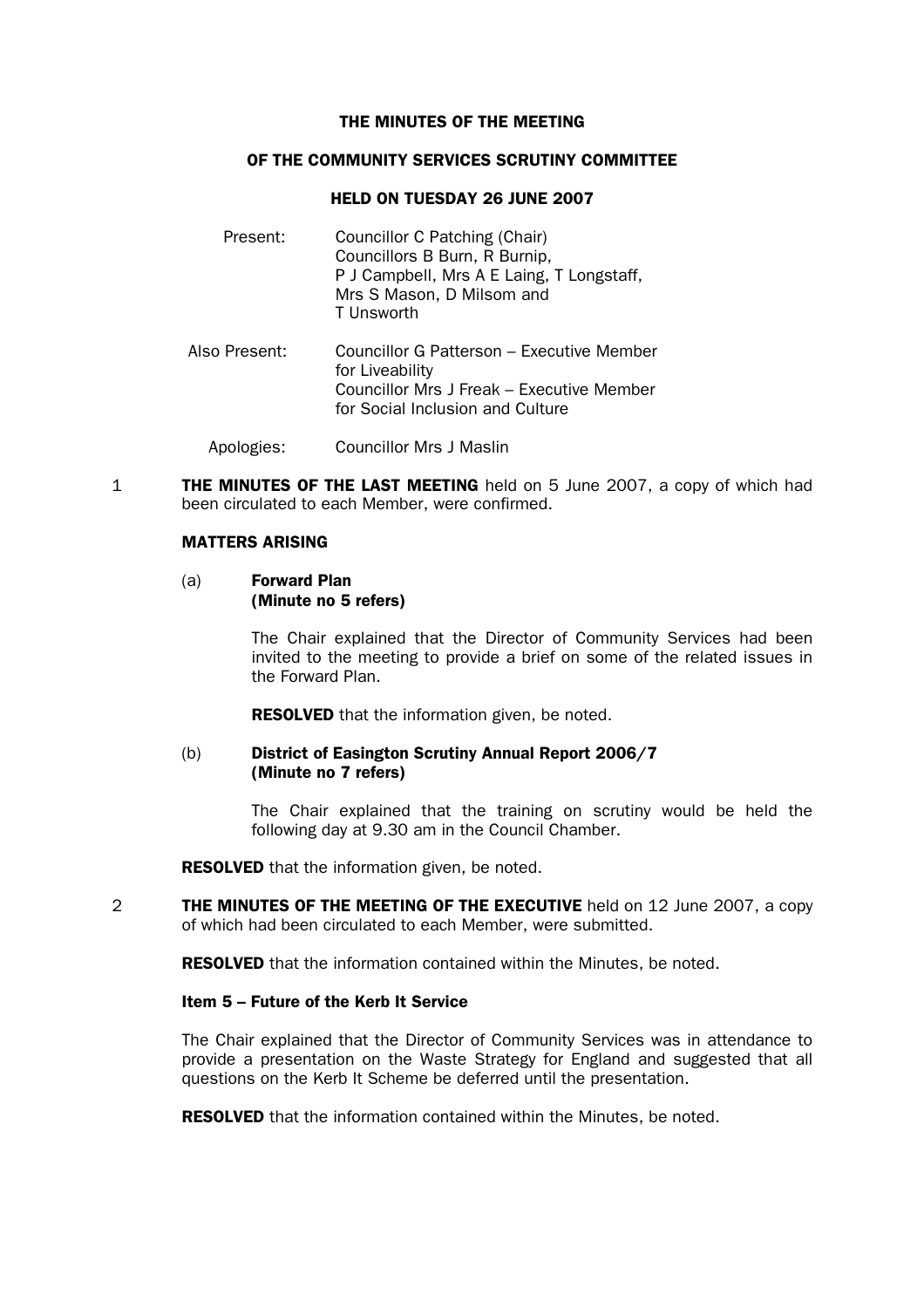# THE MINUTES OF THE MEETING

## OF THE COMMUNITY SERVICES SCRUTINY COMMITTEE

## HELD ON TUESDAY 26 JUNE 2007

Present: Councillor C Patching (Chair)
Councillors B Burn, R Burnip, P J Campbell, Mrs A E Laing, T Longstaff, Mrs S Mason, D Milsom and T Unsworth

Also Present: Councillor G Patterson – Executive Member for Liveability
Councillor Mrs J Freak – Executive Member for Social Inclusion and Culture

Apologies: Councillor Mrs J Maslin

1 **THE MINUTES OF THE LAST MEETING** held on 5 June 2007, a copy of which had been circulated to each Member, were confirmed.

**MATTERS ARISING**

(a) **Forward Plan**
**(Minute no 5 refers)**

The Chair explained that the Director of Community Services had been invited to the meeting to provide a brief on some of the related issues in the Forward Plan.

**RESOLVED** that the information given, be noted.

(b) **District of Easington Scrutiny Annual Report 2006/7**
**(Minute no 7 refers)**

The Chair explained that the training on scrutiny would be held the following day at 9.30 am in the Council Chamber.

**RESOLVED** that the information given, be noted.

2 **THE MINUTES OF THE MEETING OF THE EXECUTIVE** held on 12 June 2007, a copy of which had been circulated to each Member, were submitted.

**RESOLVED** that the information contained within the Minutes, be noted.

**Item 5 – Future of the Kerb It Service**

The Chair explained that the Director of Community Services was in attendance to provide a presentation on the Waste Strategy for England and suggested that all questions on the Kerb It Scheme be deferred until the presentation.

**RESOLVED** that the information contained within the Minutes, be noted.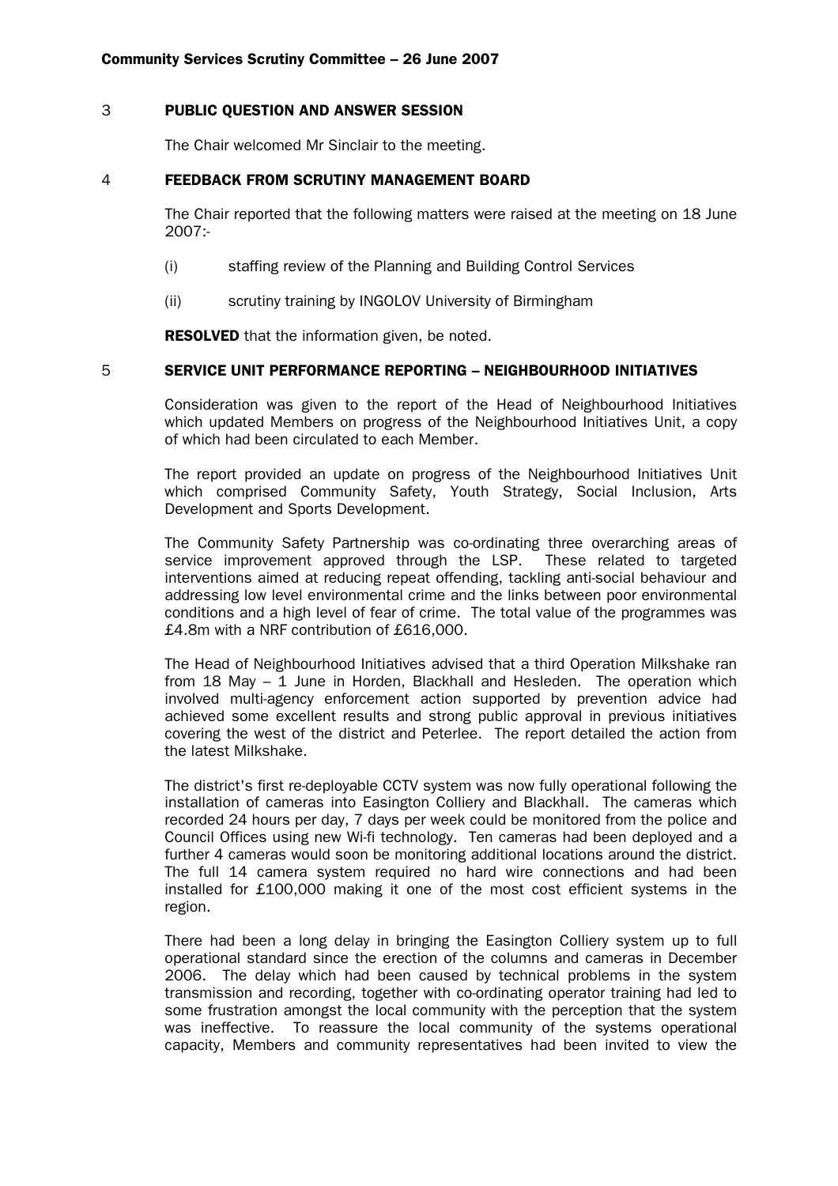## 3 PUBLIC QUESTION AND ANSWER SESSION

The Chair welcomed Mr Sinclair to the meeting.

## 4 FEEDBACK FROM SCRUTINY MANAGEMENT BOARD

The Chair reported that the following matters were raised at the meeting on 18 June 2007:-

(i) staffing review of the Planning and Building Control Services

(ii) scrutiny training by INGOLOV University of Birmingham

**RESOLVED** that the information given, be noted.

## 5 SERVICE UNIT PERFORMANCE REPORTING – NEIGHBOURHOOD INITIATIVES

Consideration was given to the report of the Head of Neighbourhood Initiatives which updated Members on progress of the Neighbourhood Initiatives Unit, a copy of which had been circulated to each Member.

The report provided an update on progress of the Neighbourhood Initiatives Unit which comprised Community Safety, Youth Strategy, Social Inclusion, Arts Development and Sports Development.

The Community Safety Partnership was co-ordinating three overarching areas of service improvement approved through the LSP. These related to targeted interventions aimed at reducing repeat offending, tackling anti-social behaviour and addressing low level environmental crime and the links between poor environmental conditions and a high level of fear of crime. The total value of the programmes was £4.8m with a NRF contribution of £616,000.

The Head of Neighbourhood Initiatives advised that a third Operation Milkshake ran from 18 May – 1 June in Horden, Blackhall and Hesleden. The operation which involved multi-agency enforcement action supported by prevention advice had achieved some excellent results and strong public approval in previous initiatives covering the west of the district and Peterlee. The report detailed the action from the latest Milkshake.

The district's first re-deployable CCTV system was now fully operational following the installation of cameras into Easington Colliery and Blackhall. The cameras which recorded 24 hours per day, 7 days per week could be monitored from the police and Council Offices using new Wi-fi technology. Ten cameras had been deployed and a further 4 cameras would soon be monitoring additional locations around the district. The full 14 camera system required no hard wire connections and had been installed for £100,000 making it one of the most cost efficient systems in the region.

There had been a long delay in bringing the Easington Colliery system up to full operational standard since the erection of the columns and cameras in December 2006. The delay which had been caused by technical problems in the system transmission and recording, together with co-ordinating operator training had led to some frustration amongst the local community with the perception that the system was ineffective. To reassure the local community of the systems operational capacity, Members and community representatives had been invited to view the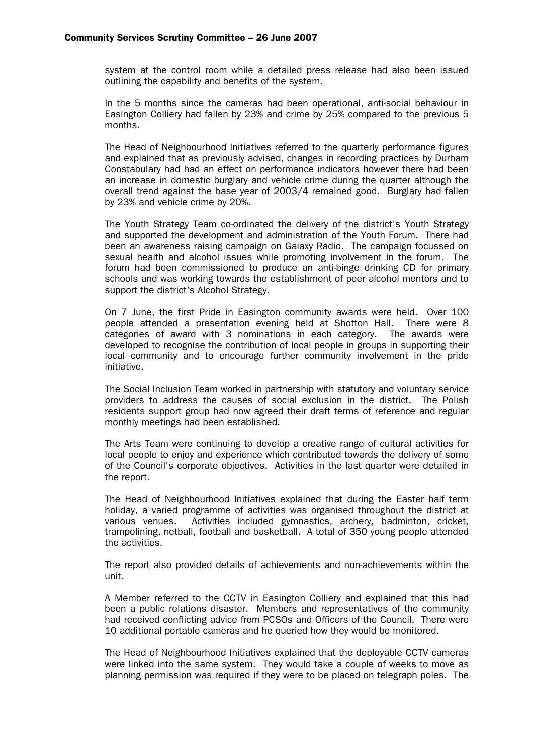system at the control room while a detailed press release had also been issued outlining the capability and benefits of the system.

In the 5 months since the cameras had been operational, anti-social behaviour in Easington Colliery had fallen by 23% and crime by 25% compared to the previous 5 months.

The Head of Neighbourhood Initiatives referred to the quarterly performance figures and explained that as previously advised, changes in recording practices by Durham Constabulary had had an effect on performance indicators however there had been an increase in domestic burglary and vehicle crime during the quarter although the overall trend against the base year of 2003/4 remained good. Burglary had fallen by 23% and vehicle crime by 20%.

The Youth Strategy Team co-ordinated the delivery of the district's Youth Strategy and supported the development and administration of the Youth Forum. There had been an awareness raising campaign on Galaxy Radio. The campaign focussed on sexual health and alcohol issues while promoting involvement in the forum. The forum had been commissioned to produce an anti-binge drinking CD for primary schools and was working towards the establishment of peer alcohol mentors and to support the district's Alcohol Strategy.

On 7 June, the first Pride in Easington community awards were held. Over 100 people attended a presentation evening held at Shotton Hall. There were 8 categories of award with 3 nominations in each category. The awards were developed to recognise the contribution of local people in groups in supporting their local community and to encourage further community involvement in the pride initiative.

The Social Inclusion Team worked in partnership with statutory and voluntary service providers to address the causes of social exclusion in the district. The Polish residents support group had now agreed their draft terms of reference and regular monthly meetings had been established.

The Arts Team were continuing to develop a creative range of cultural activities for local people to enjoy and experience which contributed towards the delivery of some of the Council's corporate objectives. Activities in the last quarter were detailed in the report.

The Head of Neighbourhood Initiatives explained that during the Easter half term holiday, a varied programme of activities was organised throughout the district at various venues. Activities included gymnastics, archery, badminton, cricket, trampolining, netball, football and basketball. A total of 350 young people attended the activities.

The report also provided details of achievements and non-achievements within the unit.

A Member referred to the CCTV in Easington Colliery and explained that this had been a public relations disaster. Members and representatives of the community had received conflicting advice from PCSOs and Officers of the Council. There were 10 additional portable cameras and he queried how they would be monitored.

The Head of Neighbourhood Initiatives explained that the deployable CCTV cameras were linked into the same system. They would take a couple of weeks to move as planning permission was required if they were to be placed on telegraph poles. The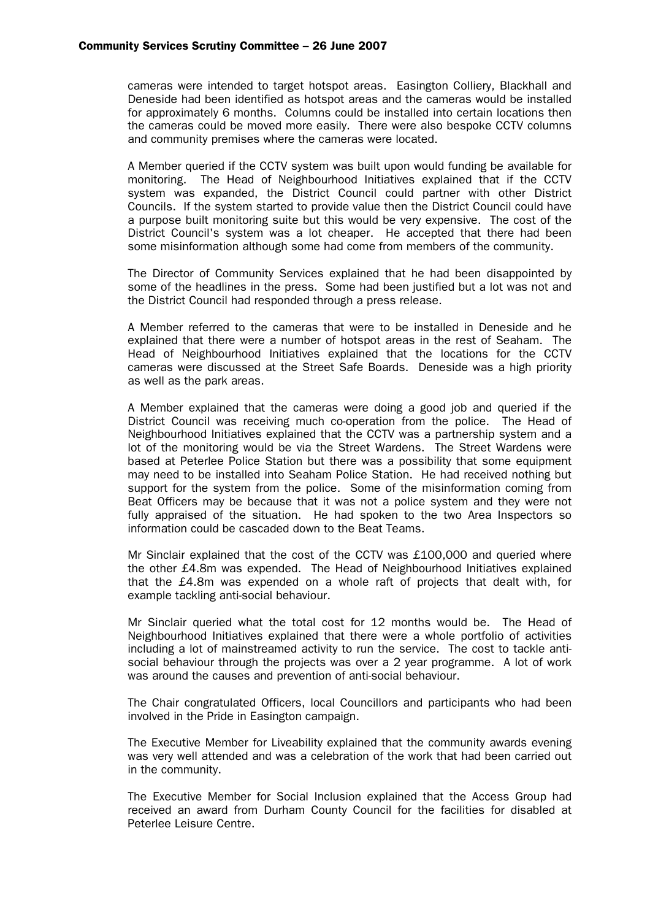cameras were intended to target hotspot areas. Easington Colliery, Blackhall and Deneside had been identified as hotspot areas and the cameras would be installed for approximately 6 months. Columns could be installed into certain locations then the cameras could be moved more easily. There were also bespoke CCTV columns and community premises where the cameras were located.

A Member queried if the CCTV system was built upon would funding be available for monitoring. The Head of Neighbourhood Initiatives explained that if the CCTV system was expanded, the District Council could partner with other District Councils. If the system started to provide value then the District Council could have a purpose built monitoring suite but this would be very expensive. The cost of the District Council's system was a lot cheaper. He accepted that there had been some misinformation although some had come from members of the community.

The Director of Community Services explained that he had been disappointed by some of the headlines in the press. Some had been justified but a lot was not and the District Council had responded through a press release.

A Member referred to the cameras that were to be installed in Deneside and he explained that there were a number of hotspot areas in the rest of Seaham. The Head of Neighbourhood Initiatives explained that the locations for the CCTV cameras were discussed at the Street Safe Boards. Deneside was a high priority as well as the park areas.

A Member explained that the cameras were doing a good job and queried if the District Council was receiving much co-operation from the police. The Head of Neighbourhood Initiatives explained that the CCTV was a partnership system and a lot of the monitoring would be via the Street Wardens. The Street Wardens were based at Peterlee Police Station but there was a possibility that some equipment may need to be installed into Seaham Police Station. He had received nothing but support for the system from the police. Some of the misinformation coming from Beat Officers may be because that it was not a police system and they were not fully appraised of the situation. He had spoken to the two Area Inspectors so information could be cascaded down to the Beat Teams.

Mr Sinclair explained that the cost of the CCTV was £100,000 and queried where the other £4.8m was expended. The Head of Neighbourhood Initiatives explained that the £4.8m was expended on a whole raft of projects that dealt with, for example tackling anti-social behaviour.

Mr Sinclair queried what the total cost for 12 months would be. The Head of Neighbourhood Initiatives explained that there were a whole portfolio of activities including a lot of mainstreamed activity to run the service. The cost to tackle anti-social behaviour through the projects was over a 2 year programme. A lot of work was around the causes and prevention of anti-social behaviour.

The Chair congratulated Officers, local Councillors and participants who had been involved in the Pride in Easington campaign.

The Executive Member for Liveability explained that the community awards evening was very well attended and was a celebration of the work that had been carried out in the community.

The Executive Member for Social Inclusion explained that the Access Group had received an award from Durham County Council for the facilities for disabled at Peterlee Leisure Centre.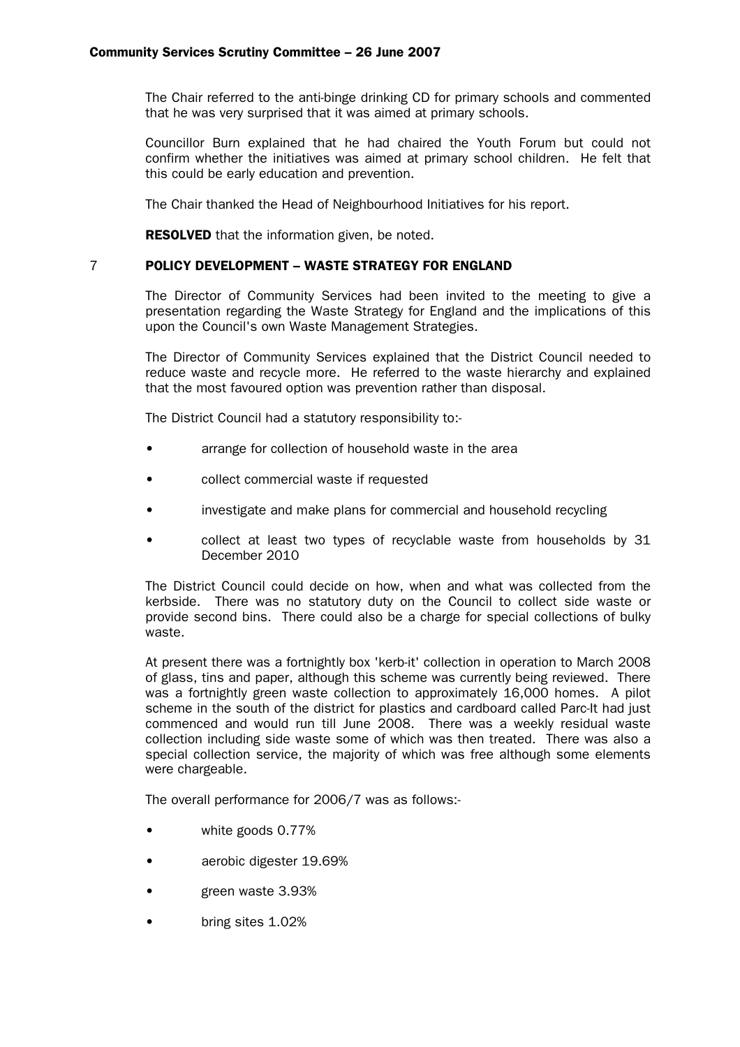The Chair referred to the anti-binge drinking CD for primary schools and commented that he was very surprised that it was aimed at primary schools.

Councillor Burn explained that he had chaired the Youth Forum but could not confirm whether the initiatives was aimed at primary school children. He felt that this could be early education and prevention.

The Chair thanked the Head of Neighbourhood Initiatives for his report.

**RESOLVED** that the information given, be noted.

## 7 POLICY DEVELOPMENT – WASTE STRATEGY FOR ENGLAND

The Director of Community Services had been invited to the meeting to give a presentation regarding the Waste Strategy for England and the implications of this upon the Council's own Waste Management Strategies.

The Director of Community Services explained that the District Council needed to reduce waste and recycle more. He referred to the waste hierarchy and explained that the most favoured option was prevention rather than disposal.

The District Council had a statutory responsibility to:-

- arrange for collection of household waste in the area
- collect commercial waste if requested
- investigate and make plans for commercial and household recycling
- collect at least two types of recyclable waste from households by 31 December 2010

The District Council could decide on how, when and what was collected from the kerbside. There was no statutory duty on the Council to collect side waste or provide second bins. There could also be a charge for special collections of bulky waste.

At present there was a fortnightly box 'kerb-it' collection in operation to March 2008 of glass, tins and paper, although this scheme was currently being reviewed. There was a fortnightly green waste collection to approximately 16,000 homes. A pilot scheme in the south of the district for plastics and cardboard called Parc-It had just commenced and would run till June 2008. There was a weekly residual waste collection including side waste some of which was then treated. There was also a special collection service, the majority of which was free although some elements were chargeable.

The overall performance for 2006/7 was as follows:-

- white goods 0.77%
- aerobic digester 19.69%
- green waste 3.93%
- bring sites 1.02%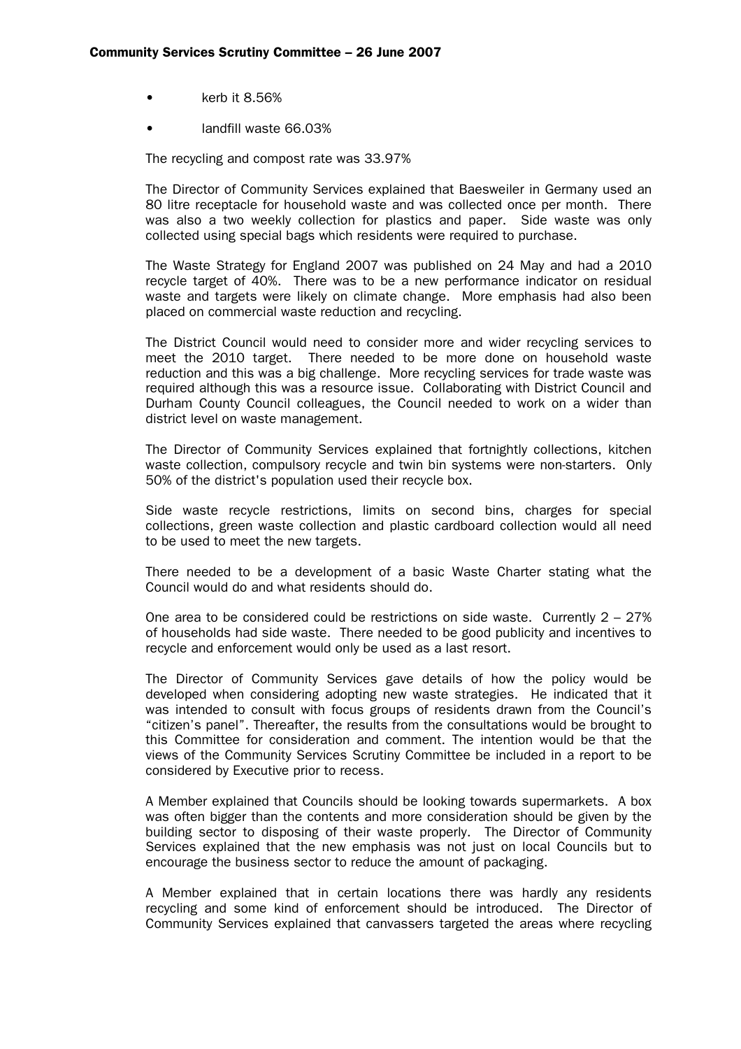- kerb it 8.56%
- landfill waste 66.03%

The recycling and compost rate was 33.97%

The Director of Community Services explained that Baesweiler in Germany used an 80 litre receptacle for household waste and was collected once per month. There was also a two weekly collection for plastics and paper. Side waste was only collected using special bags which residents were required to purchase.

The Waste Strategy for England 2007 was published on 24 May and had a 2010 recycle target of 40%. There was to be a new performance indicator on residual waste and targets were likely on climate change. More emphasis had also been placed on commercial waste reduction and recycling.

The District Council would need to consider more and wider recycling services to meet the 2010 target. There needed to be more done on household waste reduction and this was a big challenge. More recycling services for trade waste was required although this was a resource issue. Collaborating with District Council and Durham County Council colleagues, the Council needed to work on a wider than district level on waste management.

The Director of Community Services explained that fortnightly collections, kitchen waste collection, compulsory recycle and twin bin systems were non-starters. Only 50% of the district's population used their recycle box.

Side waste recycle restrictions, limits on second bins, charges for special collections, green waste collection and plastic cardboard collection would all need to be used to meet the new targets.

There needed to be a development of a basic Waste Charter stating what the Council would do and what residents should do.

One area to be considered could be restrictions on side waste. Currently 2 – 27% of households had side waste. There needed to be good publicity and incentives to recycle and enforcement would only be used as a last resort.

The Director of Community Services gave details of how the policy would be developed when considering adopting new waste strategies. He indicated that it was intended to consult with focus groups of residents drawn from the Council's "citizen's panel". Thereafter, the results from the consultations would be brought to this Committee for consideration and comment. The intention would be that the views of the Community Services Scrutiny Committee be included in a report to be considered by Executive prior to recess.

A Member explained that Councils should be looking towards supermarkets. A box was often bigger than the contents and more consideration should be given by the building sector to disposing of their waste properly. The Director of Community Services explained that the new emphasis was not just on local Councils but to encourage the business sector to reduce the amount of packaging.

A Member explained that in certain locations there was hardly any residents recycling and some kind of enforcement should be introduced. The Director of Community Services explained that canvassers targeted the areas where recycling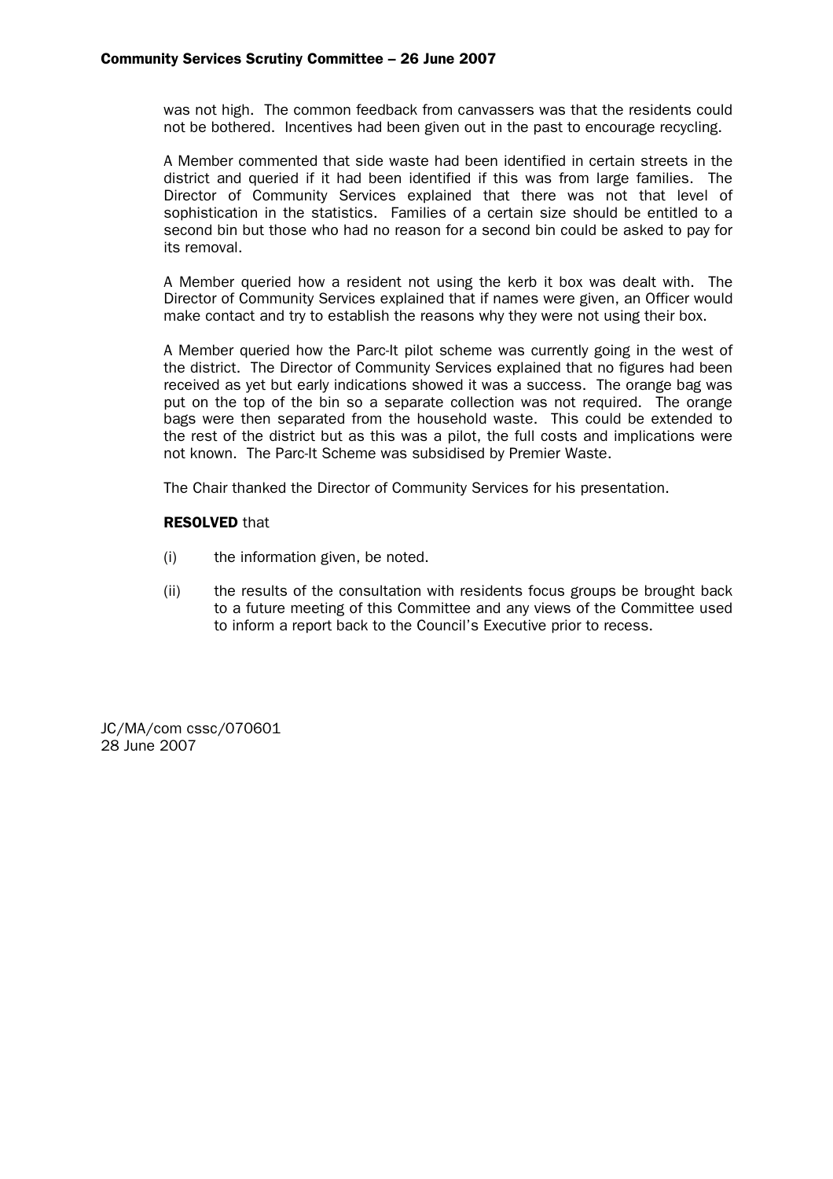was not high. The common feedback from canvassers was that the residents could not be bothered. Incentives had been given out in the past to encourage recycling.

A Member commented that side waste had been identified in certain streets in the district and queried if it had been identified if this was from large families. The Director of Community Services explained that there was not that level of sophistication in the statistics. Families of a certain size should be entitled to a second bin but those who had no reason for a second bin could be asked to pay for its removal.

A Member queried how a resident not using the kerb it box was dealt with. The Director of Community Services explained that if names were given, an Officer would make contact and try to establish the reasons why they were not using their box.

A Member queried how the Parc-It pilot scheme was currently going in the west of the district. The Director of Community Services explained that no figures had been received as yet but early indications showed it was a success. The orange bag was put on the top of the bin so a separate collection was not required. The orange bags were then separated from the household waste. This could be extended to the rest of the district but as this was a pilot, the full costs and implications were not known. The Parc-It Scheme was subsidised by Premier Waste.

The Chair thanked the Director of Community Services for his presentation.

**RESOLVED** that

(i) the information given, be noted.

(ii) the results of the consultation with residents focus groups be brought back to a future meeting of this Committee and any views of the Committee used to inform a report back to the Council's Executive prior to recess.

JC/MA/com cssc/070601
28 June 2007